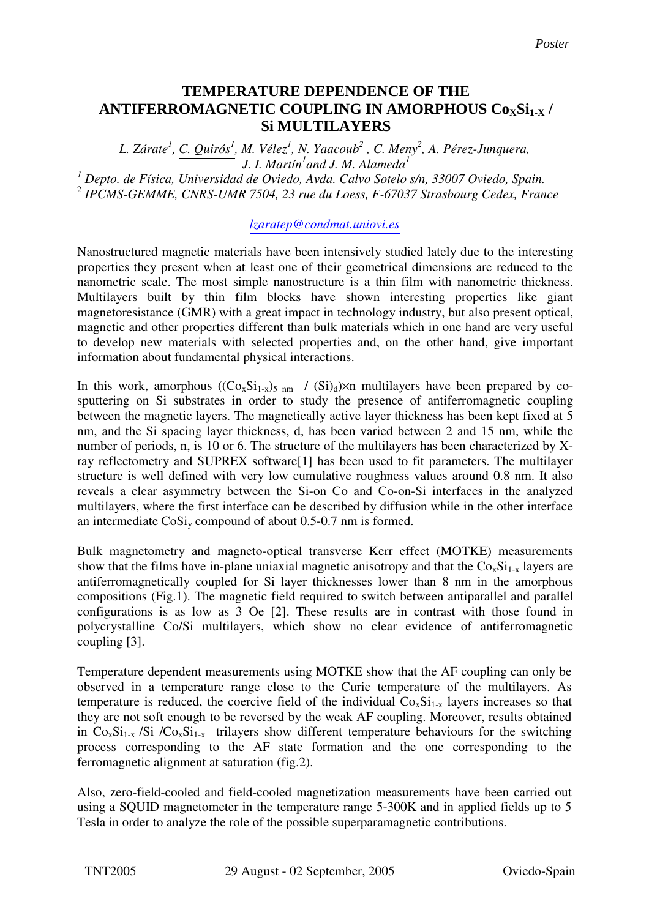Poster

# TEMPERATURE DEPENDENCE OF THE ANTIFERROMAGNETIC COUPLING IN AMORPHOUS $Co_XSi_{1-X}$ / Si MULTILAYERS

*L. Zárate[1], C. Quirós[1], M. Vélez[1], N. Yaacoub[2], C. Meny[2], A. Pérez-Junquera, J. I. Martín[1] and J. M. Alameda[1]*

[1] *Depto. de Física, Universidad de Oviedo, Avda. Calvo Sotelo s/n, 33007 Oviedo, Spain.*
[2] *IPCMS-GEMME, CNRS-UMR 7504, 23 rue du Loess, F-67037 Strasbourg Cedex, France*

*lzaratep@condmat.uniovi.es*

Nanostructured magnetic materials have been intensively studied lately due to the interesting properties they present when at least one of their geometrical dimensions are reduced to the nanometric scale. The most simple nanostructure is a thin film with nanometric thickness. Multilayers built by thin film blocks have shown interesting properties like giant magnetoresistance (GMR) with a great impact in technology industry, but also present optical, magnetic and other properties different than bulk materials which in one hand are very useful to develop new materials with selected properties and, on the other hand, give important information about fundamental physical interactions.

In this work, amorphous $((Co_xSi_{1-x})_{5\text{ nm}}$ / $(Si)_d)\times n$ multilayers have been prepared by co-sputtering on Si substrates in order to study the presence of antiferromagnetic coupling between the magnetic layers. The magnetically active layer thickness has been kept fixed at 5 nm, and the Si spacing layer thickness, d, has been varied between 2 and 15 nm, while the number of periods, n, is 10 or 6. The structure of the multilayers has been characterized by X-ray reflectometry and SUPREX software[1] has been used to fit parameters. The multilayer structure is well defined with very low cumulative roughness values around 0.8 nm. It also reveals a clear asymmetry between the Si-on Co and Co-on-Si interfaces in the analyzed multilayers, where the first interface can be described by diffusion while in the other interface an intermediate $CoSi_y$ compound of about 0.5-0.7 nm is formed.

Bulk magnetometry and magneto-optical transverse Kerr effect (MOTKE) measurements show that the films have in-plane uniaxial magnetic anisotropy and that the $Co_xSi_{1-x}$ layers are antiferromagnetically coupled for Si layer thicknesses lower than 8 nm in the amorphous compositions (Fig.1). The magnetic field required to switch between antiparallel and parallel configurations is as low as 3 Oe [2]. These results are in contrast with those found in polycrystalline Co/Si multilayers, which show no clear evidence of antiferromagnetic coupling [3].

Temperature dependent measurements using MOTKE show that the AF coupling can only be observed in a temperature range close to the Curie temperature of the multilayers. As temperature is reduced, the coercive field of the individual $Co_xSi_{1-x}$ layers increases so that they are not soft enough to be reversed by the weak AF coupling. Moreover, results obtained in $Co_xSi_{1-x}$ /Si /$Co_xSi_{1-x}$ trilayers show different temperature behaviours for the switching process corresponding to the AF state formation and the one corresponding to the ferromagnetic alignment at saturation (fig.2).

Also, zero-field-cooled and field-cooled magnetization measurements have been carried out using a SQUID magnetometer in the temperature range 5-300K and in applied fields up to 5 Tesla in order to analyze the role of the possible superparamagnetic contributions.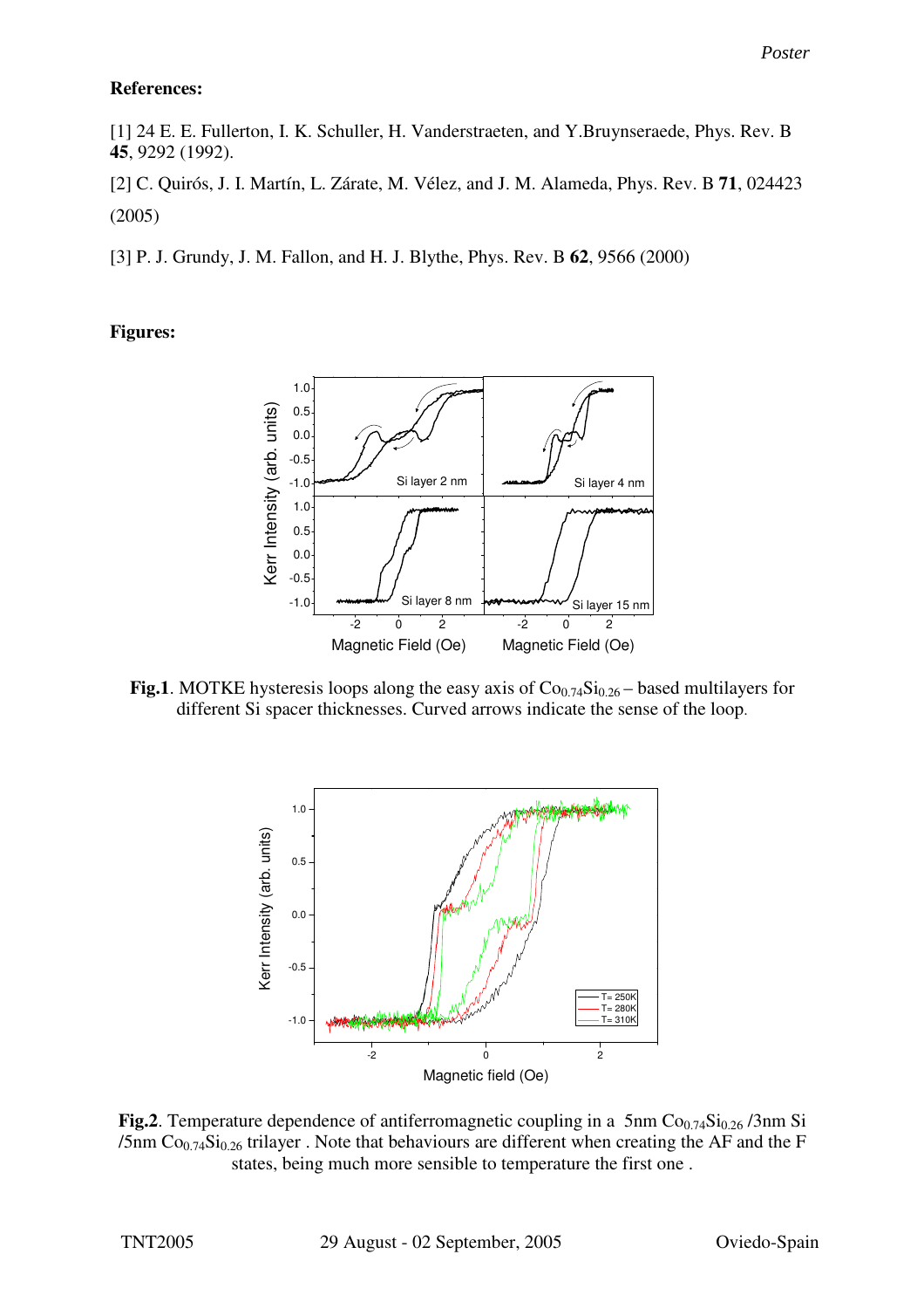**References:**

[1] 24 E. E. Fullerton, I. K. Schuller, H. Vanderstraeten, and Y.Bruynseraede, Phys. Rev. B **45**, 9292 (1992).

[2] C. Quirós, J. I. Martín, L. Zárate, M. Vélez, and J. M. Alameda, Phys. Rev. B **71**, 024423 (2005)

[3] P. J. Grundy, J. M. Fallon, and H. J. Blythe, Phys. Rev. B **62**, 9566 (2000)

**Figures:**

Kerr Intensity (arb. units)
1.0
0.5
0.0
-0.5
-1.0
Si layer 2 nm
Si layer 4 nm
Si layer 8 nm
Si layer 15 nm
-2 0 2
Magnetic Field (Oe)
Magnetic Field (Oe)

**Fig.1**. MOTKE hysteresis loops along the easy axis of $Co_{0.74}Si_{0.26}$ – based multilayers for different Si spacer thicknesses. Curved arrows indicate the sense of the loop.

Kerr Intensity (arb. units)
1.0
0.5
0.0
-0.5
-1.0
-2 0 2
Magnetic field (Oe)
T= 250K
T= 280K
T= 310K

**Fig.2**. Temperature dependence of antiferromagnetic coupling in a 5nm $Co_{0.74}Si_{0.26}$ /3nm Si /5nm $Co_{0.74}Si_{0.26}$ trilayer . Note that behaviours are different when creating the AF and the F states, being much more sensible to temperature the first one .